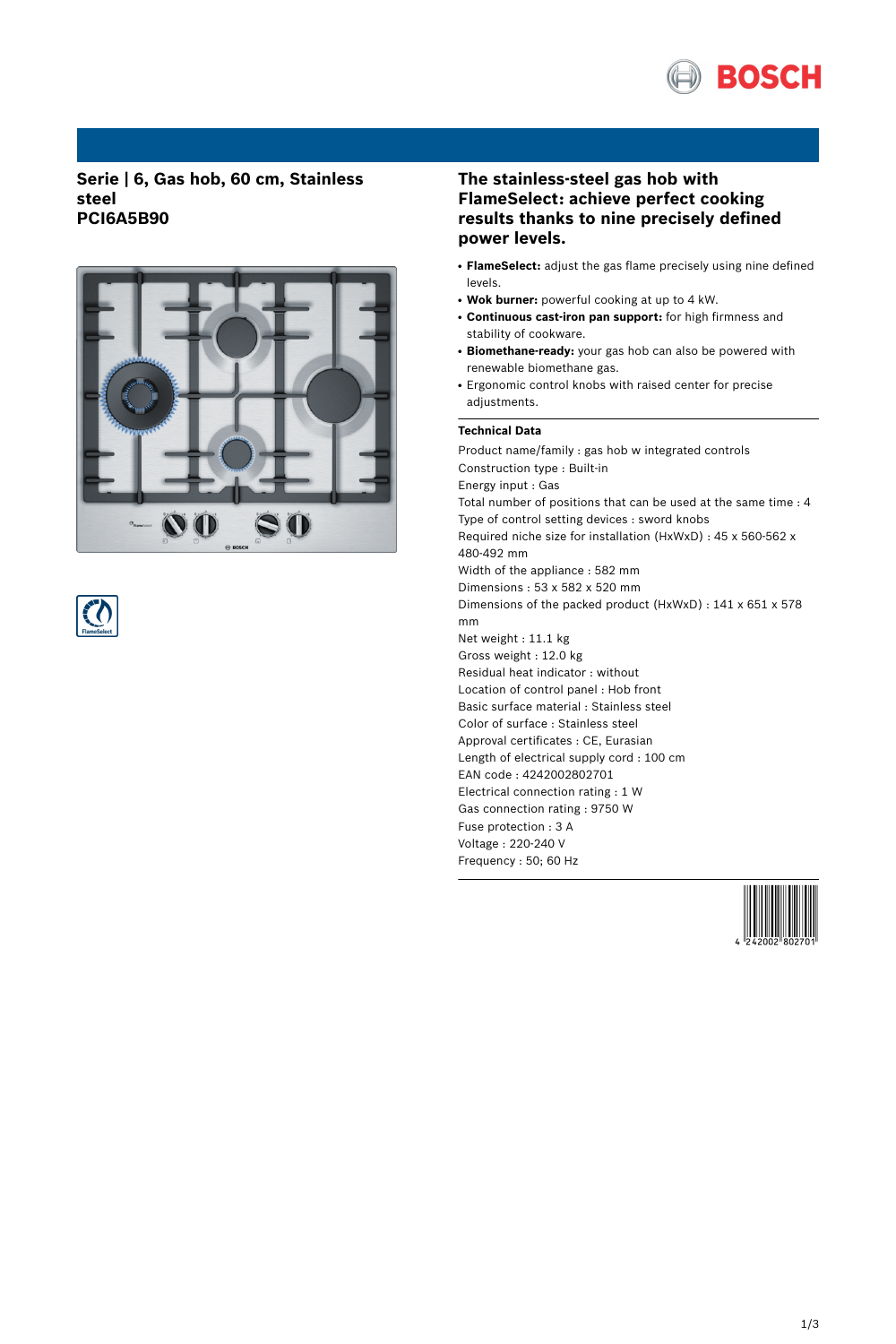# Serie | 6, Gas hob, 60 cm, Stainless steel
# PCI6A5B90

## The stainless-steel gas hob with FlameSelect: achieve perfect cooking results thanks to nine precisely defined power levels.

- **FlameSelect:** adjust the gas flame precisely using nine defined levels.
- **Wok burner:** powerful cooking at up to 4 kW.
- **Continuous cast-iron pan support:** for high firmness and stability of cookware.
- **Biomethane-ready:** your gas hob can also be powered with renewable biomethane gas.
- Ergonomic control knobs with raised center for precise adjustments.

### Technical Data

Product name/family : gas hob w integrated controls
Construction type : Built-in
Energy input : Gas
Total number of positions that can be used at the same time : 4
Type of control setting devices : sword knobs
Required niche size for installation (HxWxD) : 45 x 560-562 x 480-492 mm
Width of the appliance : 582 mm
Dimensions : 53 x 582 x 520 mm
Dimensions of the packed product (HxWxD) : 141 x 651 x 578 mm
Net weight : 11.1 kg
Gross weight : 12.0 kg
Residual heat indicator : without
Location of control panel : Hob front
Basic surface material : Stainless steel
Color of surface : Stainless steel
Approval certificates : CE, Eurasian
Length of electrical supply cord : 100 cm
EAN code : 4242002802701
Electrical connection rating : 1 W
Gas connection rating : 9750 W
Fuse protection : 3 A
Voltage : 220-240 V
Frequency : 50; 60 Hz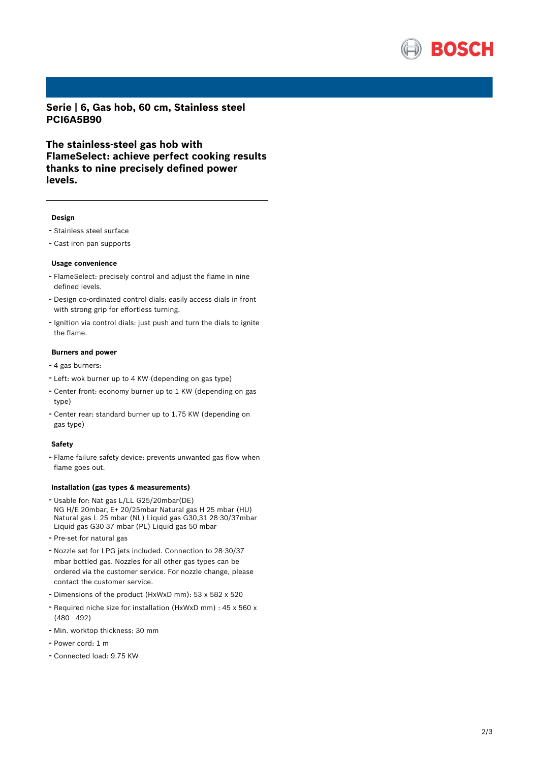**Serie | 6, Gas hob, 60 cm, Stainless steel**
**PCI6A5B90**

## The stainless-steel gas hob with FlameSelect: achieve perfect cooking results thanks to nine precisely defined power levels.

### Design

- Stainless steel surface
- Cast iron pan supports

### Usage convenience

- FlameSelect: precisely control and adjust the flame in nine defined levels.
- Design co-ordinated control dials: easily access dials in front with strong grip for effortless turning.
- Ignition via control dials: just push and turn the dials to ignite the flame.

### Burners and power

- 4 gas burners:
- Left: wok burner up to 4 KW (depending on gas type)
- Center front: economy burner up to 1 KW (depending on gas type)
- Center rear: standard burner up to 1.75 KW (depending on gas type)

### Safety

- Flame failure safety device: prevents unwanted gas flow when flame goes out.

### Installation (gas types & measurements)

- Usable for: Nat gas L/LL G25/20mbar(DE) NG H/E 20mbar, E+ 20/25mbar Natural gas H 25 mbar (HU) Natural gas L 25 mbar (NL) Liquid gas G30,31 28-30/37mbar Liquid gas G30 37 mbar (PL) Liquid gas 50 mbar
- Pre-set for natural gas
- Nozzle set for LPG jets included. Connection to 28-30/37 mbar bottled gas. Nozzles for all other gas types can be ordered via the customer service. For nozzle change, please contact the customer service.
- Dimensions of the product (HxWxD mm): 53 x 582 x 520
- Required niche size for installation (HxWxD mm) : 45 x 560 x (480 - 492)
- Min. worktop thickness: 30 mm
- Power cord: 1 m
- Connected load: 9.75 KW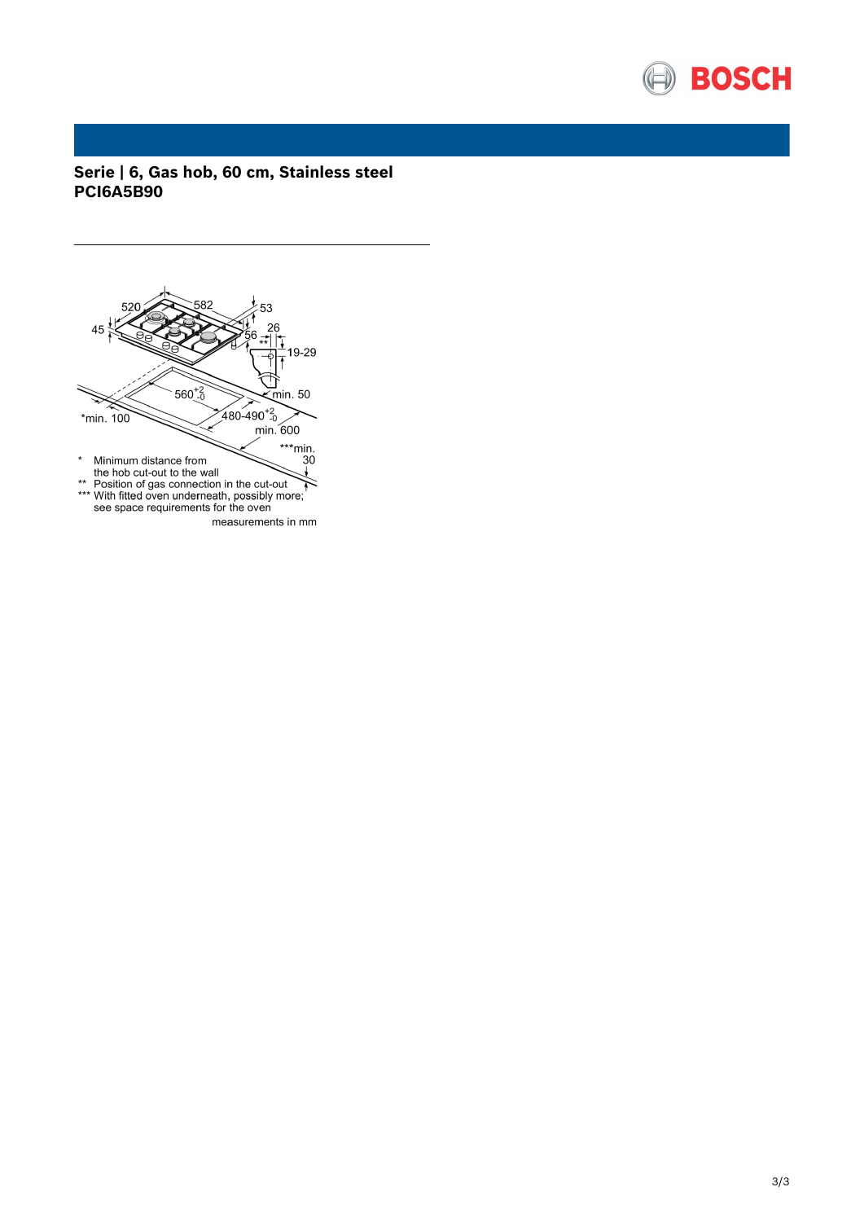**Serie | 6, Gas hob, 60 cm, Stainless steel**
**PCI6A5B90**

---

520
582
53
45
56
26
**
19-29
560 +2 -0
min. 50
*min. 100
480-490 +2 -0
min. 600
***min.
30

\* Minimum distance from the hob cut-out to the wall
\** Position of gas connection in the cut-out
\*** With fitted oven underneath, possibly more; see space requirements for the oven

measurements in mm